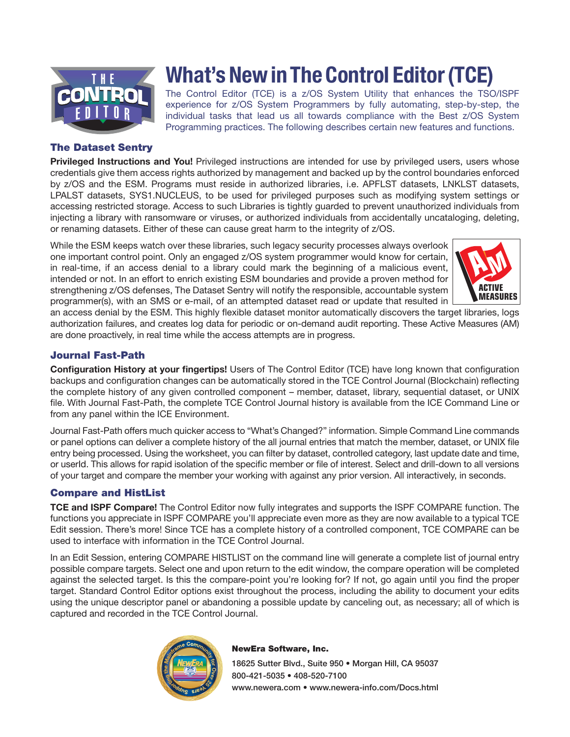# What's New in The Control Editor (TCE)

The Control Editor (TCE) is a z/OS System Utility that enhances the TSO/ISPF experience for z/OS System Programmers by fully automating, step-by-step, the individual tasks that lead us all towards compliance with the Best z/OS System Programming practices. The following describes certain new features and functions.

## The Dataset Sentry

**Privileged Instructions and You!** Privileged instructions are intended for use by privileged users, users whose credentials give them access rights authorized by management and backed up by the control boundaries enforced by z/OS and the ESM. Programs must reside in authorized libraries, i.e. APFLST datasets, LNKLST datasets, LPALST datasets, SYS1.NUCLEUS, to be used for privileged purposes such as modifying system settings or accessing restricted storage. Access to such Libraries is tightly guarded to prevent unauthorized individuals from injecting a library with ransomware or viruses, or authorized individuals from accidentally uncataloging, deleting, or renaming datasets. Either of these can cause great harm to the integrity of z/OS.

While the ESM keeps watch over these libraries, such legacy security processes always overlook one important control point. Only an engaged z/OS system programmer would know for certain, in real-time, if an access denial to a library could mark the beginning of a malicious event, intended or not. In an effort to enrich existing ESM boundaries and provide a proven method for strengthening z/OS defenses, The Dataset Sentry will notify the responsible, accountable system programmer(s), with an SMS or e-mail, of an attempted dataset read or update that resulted in an access denial by the ESM. This highly flexible dataset monitor automatically discovers the target libraries, logs authorization failures, and creates log data for periodic or on-demand audit reporting. These Active Measures (AM) are done proactively, in real time while the access attempts are in progress.

## Journal Fast-Path

**Configuration History at your fingertips!** Users of The Control Editor (TCE) have long known that configuration backups and configuration changes can be automatically stored in the TCE Control Journal (Blockchain) reflecting the complete history of any given controlled component – member, dataset, library, sequential dataset, or UNIX file. With Journal Fast-Path, the complete TCE Control Journal history is available from the ICE Command Line or from any panel within the ICE Environment.

Journal Fast-Path offers much quicker access to "What's Changed?" information. Simple Command Line commands or panel options can deliver a complete history of the all journal entries that match the member, dataset, or UNIX file entry being processed. Using the worksheet, you can filter by dataset, controlled category, last update date and time, or userId. This allows for rapid isolation of the specific member or file of interest. Select and drill-down to all versions of your target and compare the member your working with against any prior version. All interactively, in seconds.

## Compare and HistList

**TCE and ISPF Compare!** The Control Editor now fully integrates and supports the ISPF COMPARE function. The functions you appreciate in ISPF COMPARE you'll appreciate even more as they are now available to a typical TCE Edit session. There's more! Since TCE has a complete history of a controlled component, TCE COMPARE can be used to interface with information in the TCE Control Journal.

In an Edit Session, entering COMPARE HISTLIST on the command line will generate a complete list of journal entry possible compare targets. Select one and upon return to the edit window, the compare operation will be completed against the selected target. Is this the compare-point you're looking for? If not, go again until you find the proper target. Standard Control Editor options exist throughout the process, including the ability to document your edits using the unique descriptor panel or abandoning a possible update by canceling out, as necessary; all of which is captured and recorded in the TCE Control Journal.

**NewEra Software, Inc.**

18625 Sutter Blvd., Suite 950 • Morgan Hill, CA 95037
800-421-5035 • 408-520-7100
www.newera.com • www.newera-info.com/Docs.html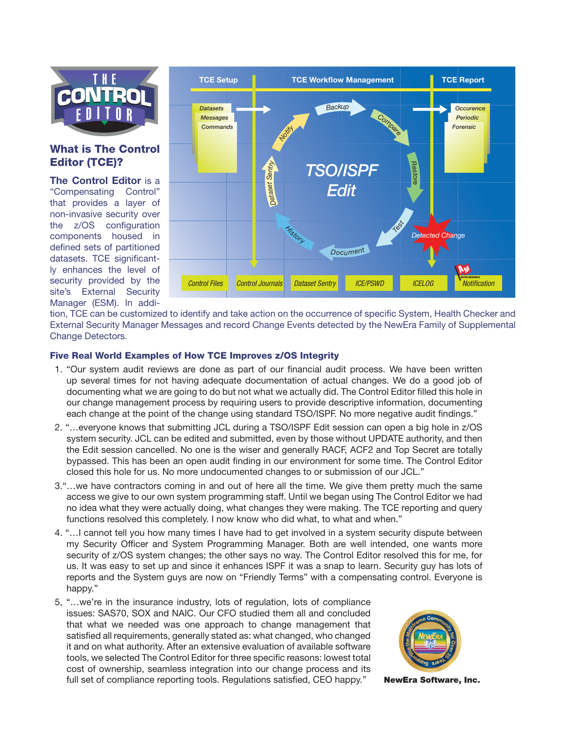## What is The Control Editor (TCE)?

**The Control Editor** is a "Compensating Control" that provides a layer of non-invasive security over the z/OS configuration components housed in defined sets of partitioned datasets. TCE significantly enhances the level of security provided by the site's External Security Manager (ESM). In addition, TCE can be customized to identify and take action on the occurrence of specific System, Health Checker and External Security Manager Messages and record Change Events detected by the NewEra Family of Supplemental Change Detectors.

TCE Setup
TCE Workflow Management
TCE Report
Datasets
Messages
Commands
Occurence
Periodic
Forensic
Backup
Compare
Restore
Test
Document
History
Dataset Sentry
Notify
TSO/ISPF Edit
Detected Change
Control Files
Control Journals
Dataset Sentry
ICE/PSWD
ICELOG
Notification

### Five Real World Examples of How TCE Improves z/OS Integrity

1. "Our system audit reviews are done as part of our financial audit process. We have been written up several times for not having adequate documentation of actual changes. We do a good job of documenting what we are going to do but not what we actually did. The Control Editor filled this hole in our change management process by requiring users to provide descriptive information, documenting each change at the point of the change using standard TSO/ISPF. No more negative audit findings."
2. "…everyone knows that submitting JCL during a TSO/ISPF Edit session can open a big hole in z/OS system security. JCL can be edited and submitted, even by those without UPDATE authority, and then the Edit session cancelled. No one is the wiser and generally RACF, ACF2 and Top Secret are totally bypassed. This has been an open audit finding in our environment for some time. The Control Editor closed this hole for us. No more undocumented changes to or submission of our JCL."
3. "…we have contractors coming in and out of here all the time. We give them pretty much the same access we give to our own system programming staff. Until we began using The Control Editor we had no idea what they were actually doing, what changes they were making. The TCE reporting and query functions resolved this completely. I now know who did what, to what and when."
4. "…I cannot tell you how many times I have had to get involved in a system security dispute between my Security Officer and System Programming Manager. Both are well intended, one wants more security of z/OS system changes; the other says no way. The Control Editor resolved this for me, for us. It was easy to set up and since it enhances ISPF it was a snap to learn. Security guy has lots of reports and the System guys are now on "Friendly Terms" with a compensating control. Everyone is happy."
5. "…we're in the insurance industry, lots of regulation, lots of compliance issues: SAS70, SOX and NAIC. Our CFO studied them all and concluded that what we needed was one approach to change management that satisfied all requirements, generally stated as: what changed, who changed it and on what authority. After an extensive evaluation of available software tools, we selected The Control Editor for three specific reasons: lowest total cost of ownership, seamless integration into our change process and its full set of compliance reporting tools. Regulations satisfied, CEO happy."

**NewEra Software, Inc.**